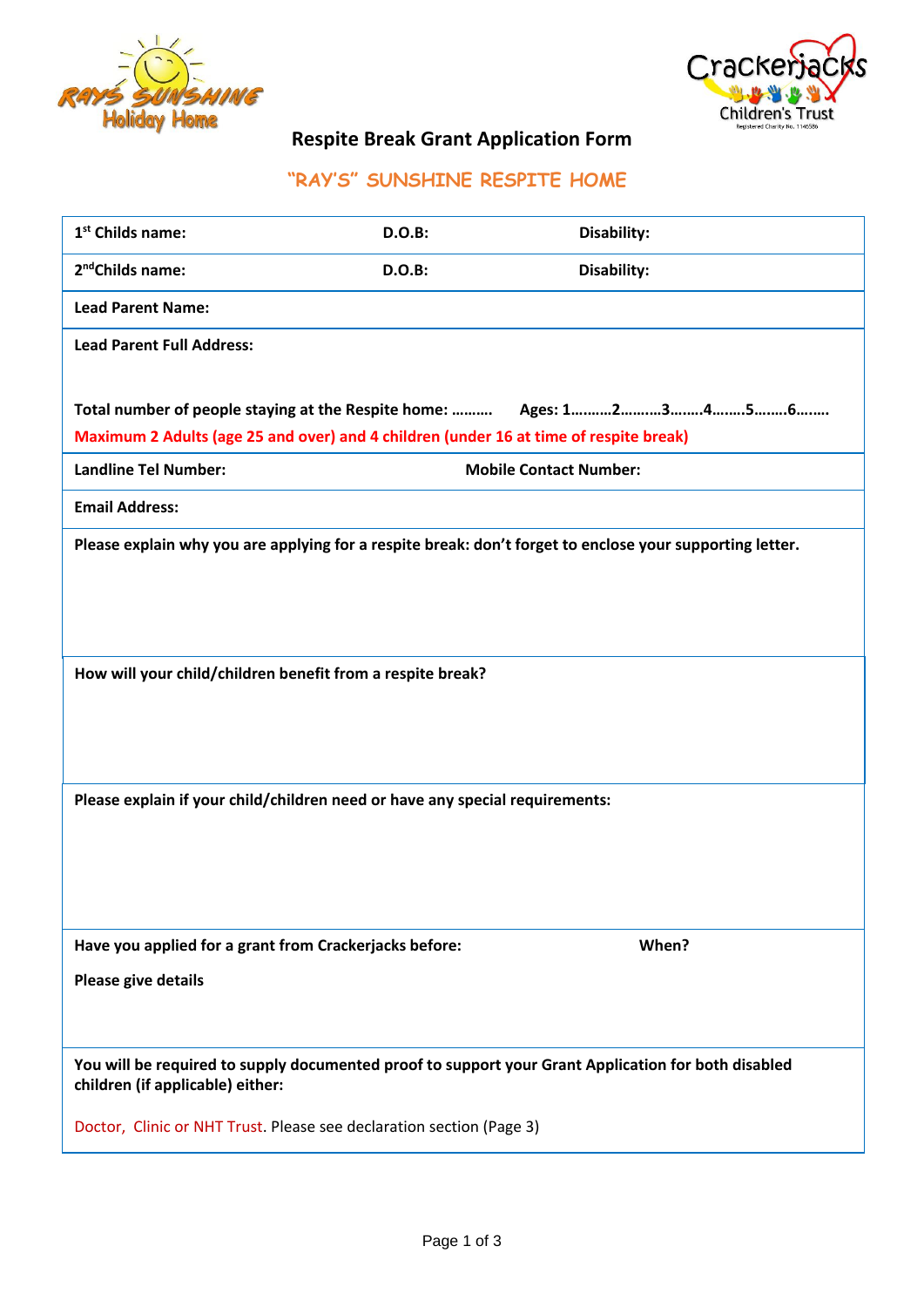Rays Sunshine Holiday Home

Crackerjacks Children's Trust
Registered Charity No. 1146586

# Respite Break Grant Application Form

## "RAY'S" SUNSHINE RESPITE HOME

| **1st Childs name:** | **D.O.B:** | **Disability:** |
|---|---|---|
| **2nd Childs name:** | **D.O.B:** | **Disability:** |

**Lead Parent Name:**

**Lead Parent Full Address:**

**Total number of people staying at the Respite home: ……….   Ages: 1……….2……….3……..4……..5……..6……..**

**Maximum 2 Adults (age 25 and over) and 4 children (under 16 at time of respite break)**

**Landline Tel Number:**   **Mobile Contact Number:**

**Email Address:**

**Please explain why you are applying for a respite break: don't forget to enclose your supporting letter.**

**How will your child/children benefit from a respite break?**

**Please explain if your child/children need or have any special requirements:**

**Have you applied for a grant from Crackerjacks before:**   **When?**

**Please give details**

**You will be required to supply documented proof to support your Grant Application for both disabled children (if applicable) either:**

Doctor, Clinic or NHT Trust. Please see declaration section (Page 3)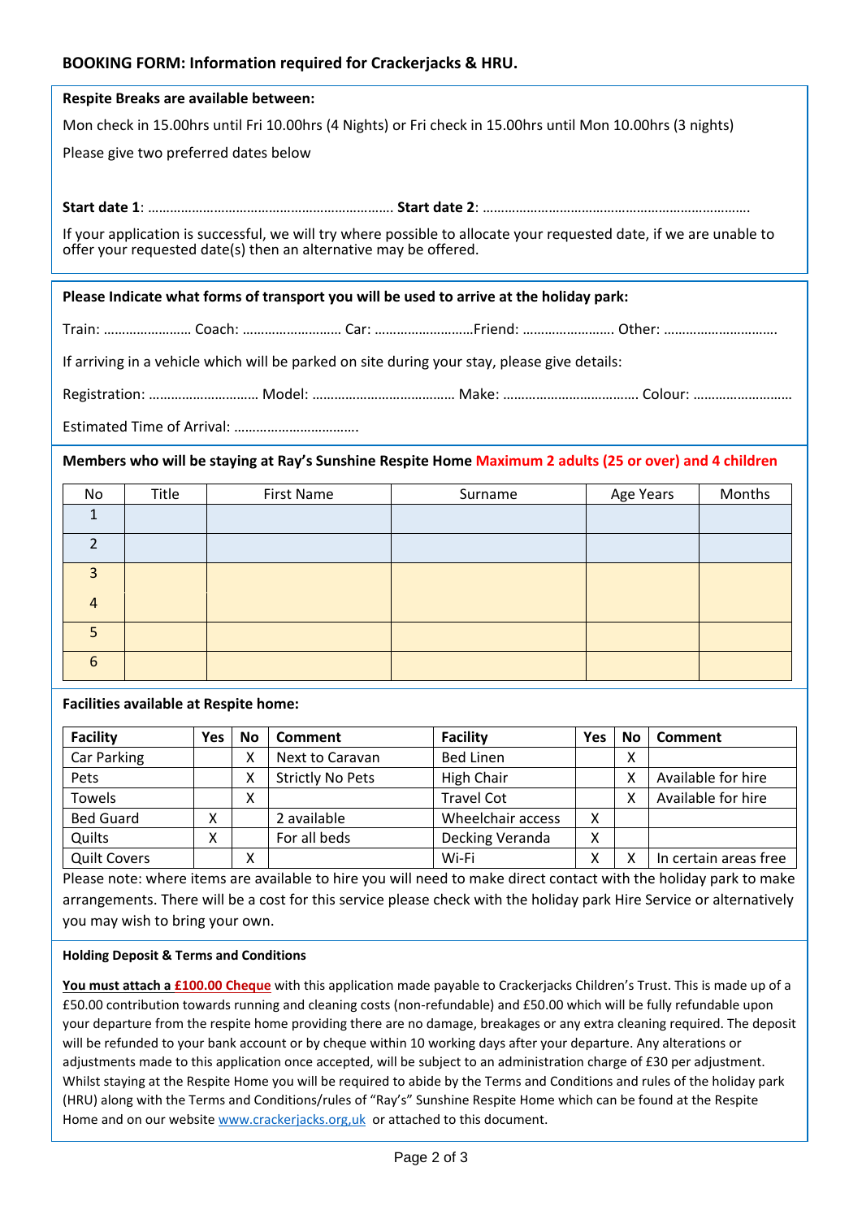## BOOKING FORM: Information required for Crackerjacks & HRU.

**Respite Breaks are available between:**

Mon check in 15.00hrs until Fri 10.00hrs (4 Nights) or Fri check in 15.00hrs until Mon 10.00hrs (3 nights)

Please give two preferred dates below

**Start date 1**: ………………………………………………………… **Start date 2**: ……………………………………………………………….

If your application is successful, we will try where possible to allocate your requested date, if we are unable to offer your requested date(s) then an alternative may be offered.

**Please Indicate what forms of transport you will be used to arrive at the holiday park:**

Train: …………………… Coach: ……………………… Car: ………………………Friend: ……………………. Other: ………………………….

If arriving in a vehicle which will be parked on site during your stay, please give details:

Registration: ………………………… Model: ………………………………… Make: ………………………………. Colour: ………………………

Estimated Time of Arrival: …………………………….

**Members who will be staying at Ray's Sunshine Respite Home** **Maximum 2 adults (25 or over) and 4 children**

| No | Title | First Name | Surname | Age Years | Months |
|---|---|---|---|---|---|
| 1 | | | | | |
| 2 | | | | | |
| 3 | | | | | |
| 4 | | | | | |
| 5 | | | | | |
| 6 | | | | | |

**Facilities available at Respite home:**

| Facility | Yes | No | Comment | Facility | Yes | No | Comment |
|---|---|---|---|---|---|---|---|
| Car Parking | | X | Next to Caravan | Bed Linen | | X | |
| Pets | | X | Strictly No Pets | High Chair | | X | Available for hire |
| Towels | | X | | Travel Cot | | X | Available for hire |
| Bed Guard | X | | 2 available | Wheelchair access | X | | |
| Quilts | X | | For all beds | Decking Veranda | X | | |
| Quilt Covers | | X | | Wi-Fi | X | X | In certain areas free |

Please note: where items are available to hire you will need to make direct contact with the holiday park to make arrangements. There will be a cost for this service please check with the holiday park Hire Service or alternatively you may wish to bring your own.

**Holding Deposit & Terms and Conditions**

**You must attach a £100.00 Cheque** with this application made payable to Crackerjacks Children's Trust. This is made up of a £50.00 contribution towards running and cleaning costs (non-refundable) and £50.00 which will be fully refundable upon your departure from the respite home providing there are no damage, breakages or any extra cleaning required. The deposit will be refunded to your bank account or by cheque within 10 working days after your departure. Any alterations or adjustments made to this application once accepted, will be subject to an administration charge of £30 per adjustment. Whilst staying at the Respite Home you will be required to abide by the Terms and Conditions and rules of the holiday park (HRU) along with the Terms and Conditions/rules of "Ray's" Sunshine Respite Home which can be found at the Respite Home and on our website www.crackerjacks.org,uk or attached to this document.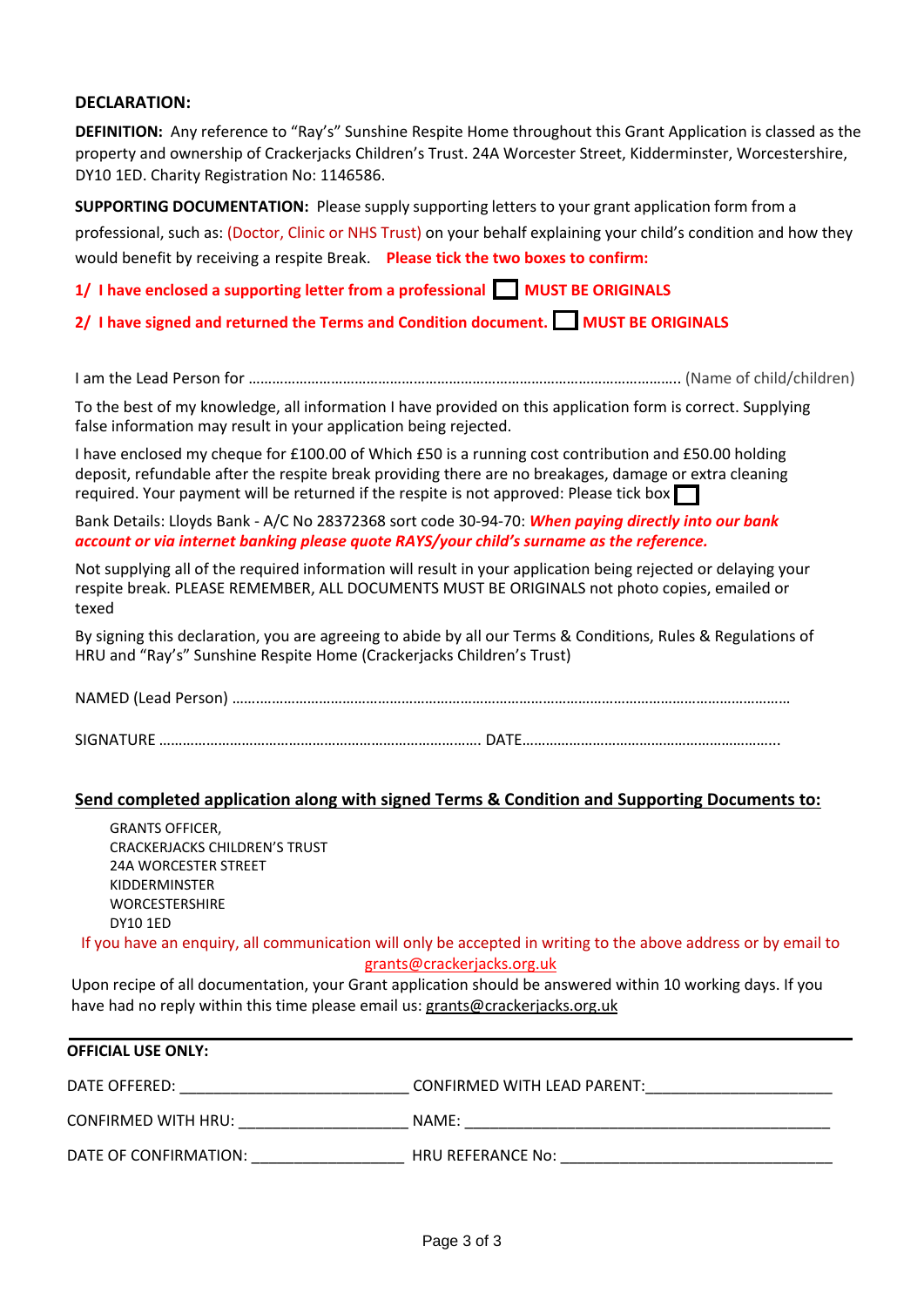**DECLARATION:**

**DEFINITION:** Any reference to "Ray's" Sunshine Respite Home throughout this Grant Application is classed as the property and ownership of Crackerjacks Children's Trust. 24A Worcester Street, Kidderminster, Worcestershire, DY10 1ED. Charity Registration No: 1146586.

**SUPPORTING DOCUMENTATION:** Please supply supporting letters to your grant application form from a professional, such as: (Doctor, Clinic or NHS Trust) on your behalf explaining your child's condition and how they would benefit by receiving a respite Break. **Please tick the two boxes to confirm:**

**1/ I have enclosed a supporting letter from a professional ☐ MUST BE ORIGINALS**

**2/ I have signed and returned the Terms and Condition document. ☐ MUST BE ORIGINALS**

I am the Lead Person for ………………………………………………………………………………………………. (Name of child/children)

To the best of my knowledge, all information I have provided on this application form is correct. Supplying false information may result in your application being rejected.

I have enclosed my cheque for £100.00 of Which £50 is a running cost contribution and £50.00 holding deposit, refundable after the respite break providing there are no breakages, damage or extra cleaning required. Your payment will be returned if the respite is not approved: Please tick box ☐

Bank Details: Lloyds Bank - A/C No 28372368 sort code 30-94-70: ***When paying directly into our bank account or via internet banking please quote RAYS/your child's surname as the reference.***

Not supplying all of the required information will result in your application being rejected or delaying your respite break. PLEASE REMEMBER, ALL DOCUMENTS MUST BE ORIGINALS not photo copies, emailed or texed

By signing this declaration, you are agreeing to abide by all our Terms & Conditions, Rules & Regulations of HRU and "Ray's" Sunshine Respite Home (Crackerjacks Children's Trust)

NAMED (Lead Person) ……………………………………………………………………………………………………………………………

SIGNATURE ………………………………………………………………………. DATE……………………………………………………….

**Send completed application along with signed Terms & Condition and Supporting Documents to:**

GRANTS OFFICER,
CRACKERJACKS CHILDREN'S TRUST
24A WORCESTER STREET
KIDDERMINSTER
WORCESTERSHIRE
DY10 1ED

If you have an enquiry, all communication will only be accepted in writing to the above address or by email to grants@crackerjacks.org.uk

Upon recipe of all documentation, your Grant application should be answered within 10 working days. If you have had no reply within this time please email us: grants@crackerjacks.org.uk

---

**OFFICIAL USE ONLY:**

DATE OFFERED: ___________________________ CONFIRMED WITH LEAD PARENT:______________________

CONFIRMED WITH HRU: ____________________ NAME: ____________________________________________

DATE OF CONFIRMATION: __________________ HRU REFERANCE No: ________________________________